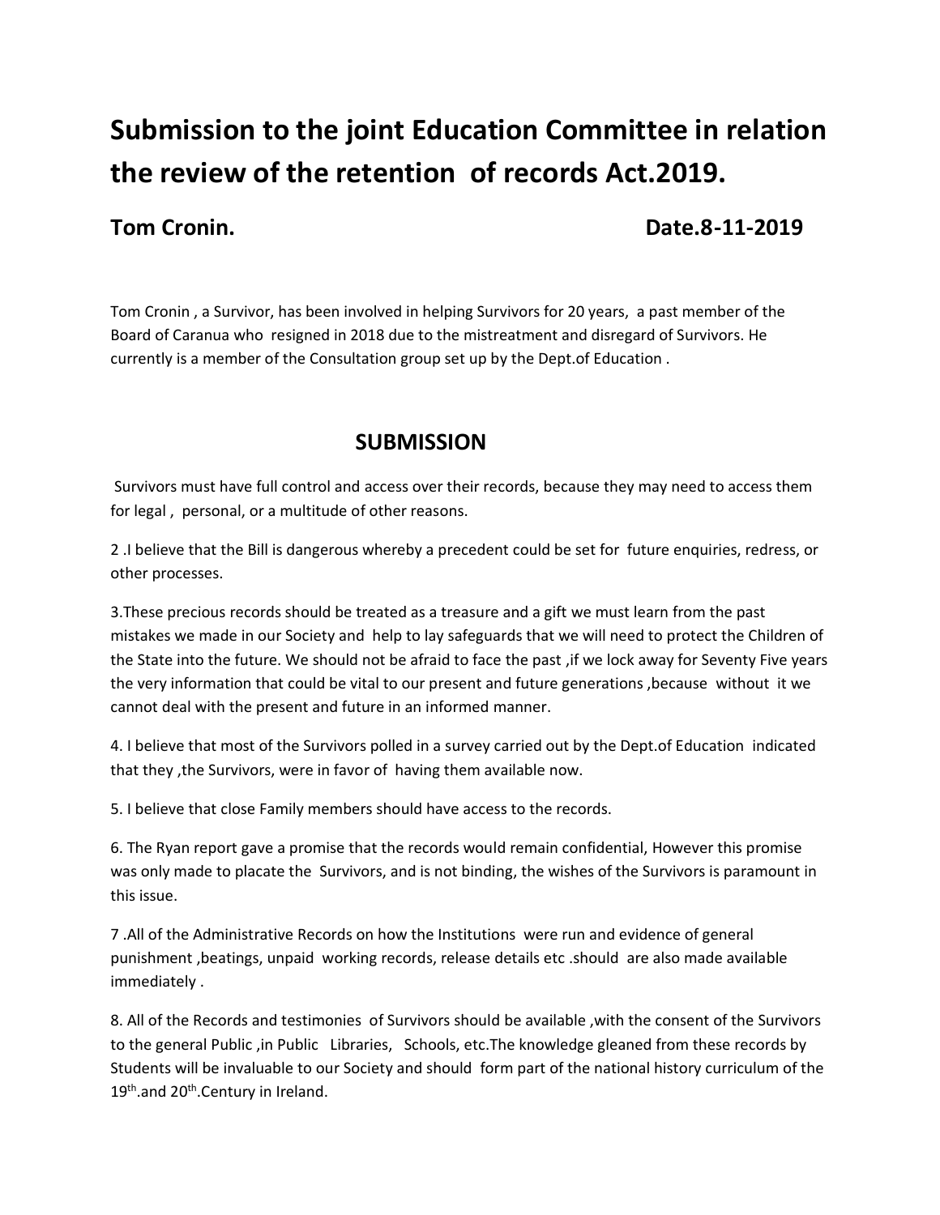# Submission to the joint Education Committee in relation the review of the retention of records Act.2019.

**Tom Cronin.** **Date.8-11-2019**

Tom Cronin , a Survivor, has been involved in helping Survivors for 20 years, a past member of the Board of Caranua who resigned in 2018 due to the mistreatment and disregard of Survivors. He currently is a member of the Consultation group set up by the Dept.of Education .

## SUBMISSION

Survivors must have full control and access over their records, because they may need to access them for legal , personal, or a multitude of other reasons.

2 .I believe that the Bill is dangerous whereby a precedent could be set for future enquiries, redress, or other processes.

3.These precious records should be treated as a treasure and a gift we must learn from the past mistakes we made in our Society and help to lay safeguards that we will need to protect the Children of the State into the future. We should not be afraid to face the past ,if we lock away for Seventy Five years the very information that could be vital to our present and future generations ,because without it we cannot deal with the present and future in an informed manner.

4. I believe that most of the Survivors polled in a survey carried out by the Dept.of Education indicated that they ,the Survivors, were in favor of having them available now.

5. I believe that close Family members should have access to the records.

6. The Ryan report gave a promise that the records would remain confidential, However this promise was only made to placate the Survivors, and is not binding, the wishes of the Survivors is paramount in this issue.

7 .All of the Administrative Records on how the Institutions were run and evidence of general punishment ,beatings, unpaid working records, release details etc .should are also made available immediately .

8. All of the Records and testimonies of Survivors should be available ,with the consent of the Survivors to the general Public ,in Public Libraries, Schools, etc.The knowledge gleaned from these records by Students will be invaluable to our Society and should form part of the national history curriculum of the 19th.and 20th.Century in Ireland.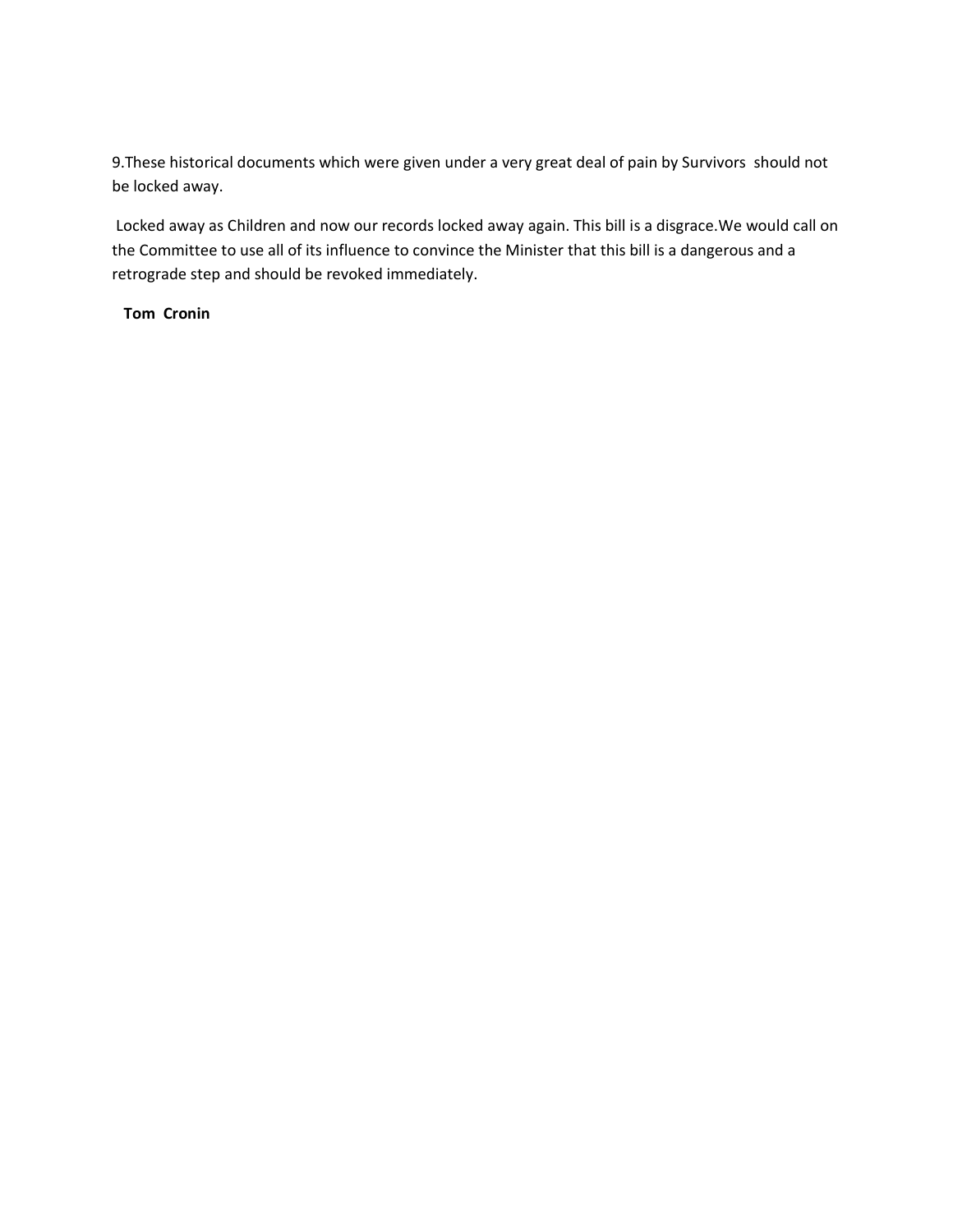9.These historical documents which were given under a very great deal of pain by Survivors should not be locked away.

Locked away as Children and now our records locked away again. This bill is a disgrace.We would call on the Committee to use all of its influence to convince the Minister that this bill is a dangerous and a retrograde step and should be revoked immediately.

**Tom Cronin**